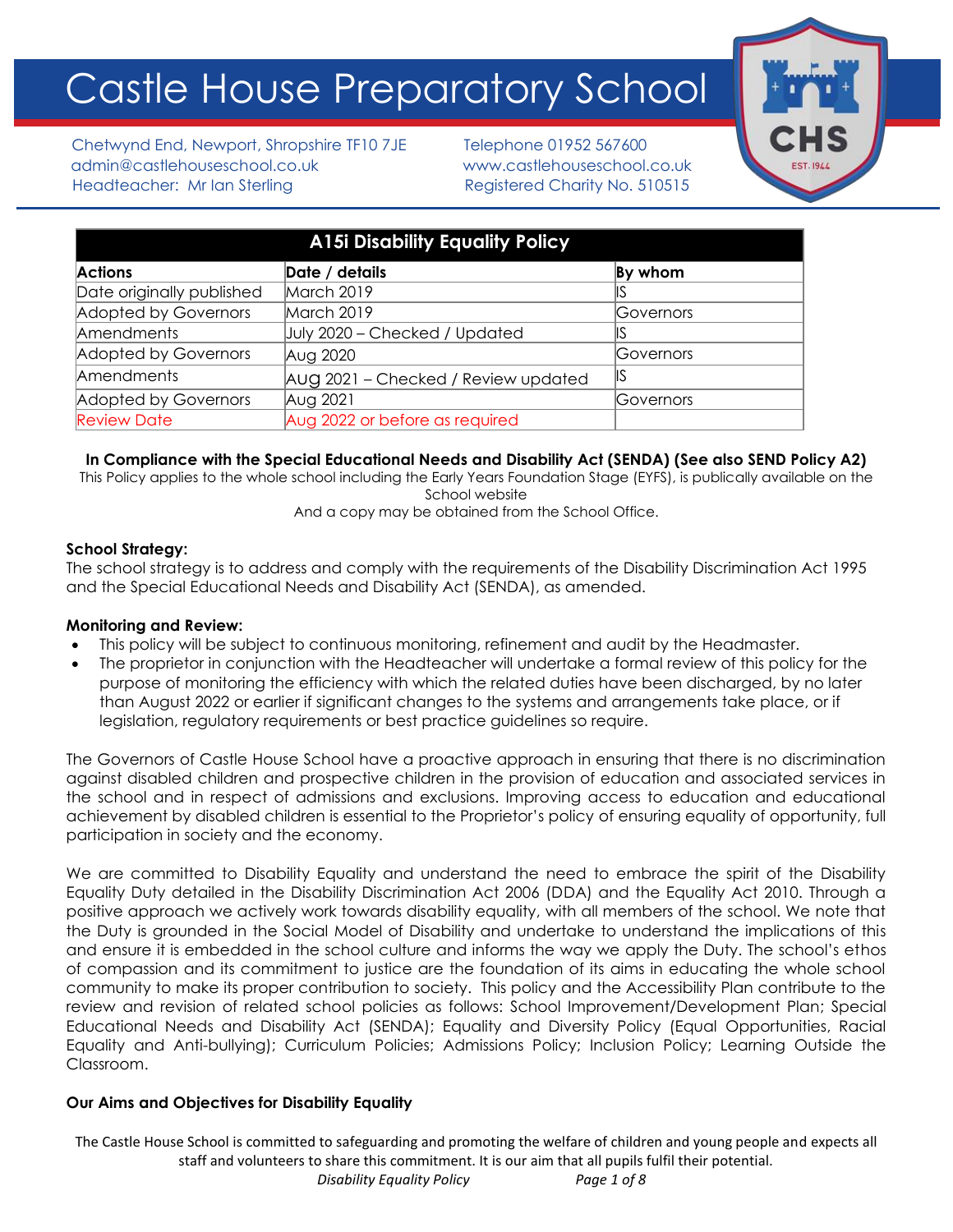# Castle House Preparatory School

Chetwynd End, Newport, Shropshire TF10 7JE
admin@castlehouseschool.co.uk
Headteacher: Mr Ian Sterling

Telephone 01952 567600
www.castlehouseschool.co.uk
Registered Charity No. 510515

| A15i Disability Equality Policy | | |
|---|---|---|
| **Actions** | **Date / details** | **By whom** |
| Date originally published | March 2019 | IS |
| Adopted by Governors | March 2019 | Governors |
| Amendments | July 2020 – Checked / Updated | IS |
| Adopted by Governors | Aug 2020 | Governors |
| Amendments | Aug 2021 – Checked / Review updated | IS |
| Adopted by Governors | Aug 2021 | Governors |
| Review Date | Aug 2022 or before as required | |

**In Compliance with the Special Educational Needs and Disability Act (SENDA) (See also SEND Policy A2)**

This Policy applies to the whole school including the Early Years Foundation Stage (EYFS), is publically available on the School website
And a copy may be obtained from the School Office.

**School Strategy:**

The school strategy is to address and comply with the requirements of the Disability Discrimination Act 1995 and the Special Educational Needs and Disability Act (SENDA), as amended.

**Monitoring and Review:**

- This policy will be subject to continuous monitoring, refinement and audit by the Headmaster.
- The proprietor in conjunction with the Headteacher will undertake a formal review of this policy for the purpose of monitoring the efficiency with which the related duties have been discharged, by no later than August 2022 or earlier if significant changes to the systems and arrangements take place, or if legislation, regulatory requirements or best practice guidelines so require.

The Governors of Castle House School have a proactive approach in ensuring that there is no discrimination against disabled children and prospective children in the provision of education and associated services in the school and in respect of admissions and exclusions. Improving access to education and educational achievement by disabled children is essential to the Proprietor's policy of ensuring equality of opportunity, full participation in society and the economy.

We are committed to Disability Equality and understand the need to embrace the spirit of the Disability Equality Duty detailed in the Disability Discrimination Act 2006 (DDA) and the Equality Act 2010. Through a positive approach we actively work towards disability equality, with all members of the school. We note that the Duty is grounded in the Social Model of Disability and undertake to understand the implications of this and ensure it is embedded in the school culture and informs the way we apply the Duty. The school's ethos of compassion and its commitment to justice are the foundation of its aims in educating the whole school community to make its proper contribution to society. This policy and the Accessibility Plan contribute to the review and revision of related school policies as follows: School Improvement/Development Plan; Special Educational Needs and Disability Act (SENDA); Equality and Diversity Policy (Equal Opportunities, Racial Equality and Anti-bullying); Curriculum Policies; Admissions Policy; Inclusion Policy; Learning Outside the Classroom.

**Our Aims and Objectives for Disability Equality**

The Castle House School is committed to safeguarding and promoting the welfare of children and young people and expects all staff and volunteers to share this commitment. It is our aim that all pupils fulfil their potential.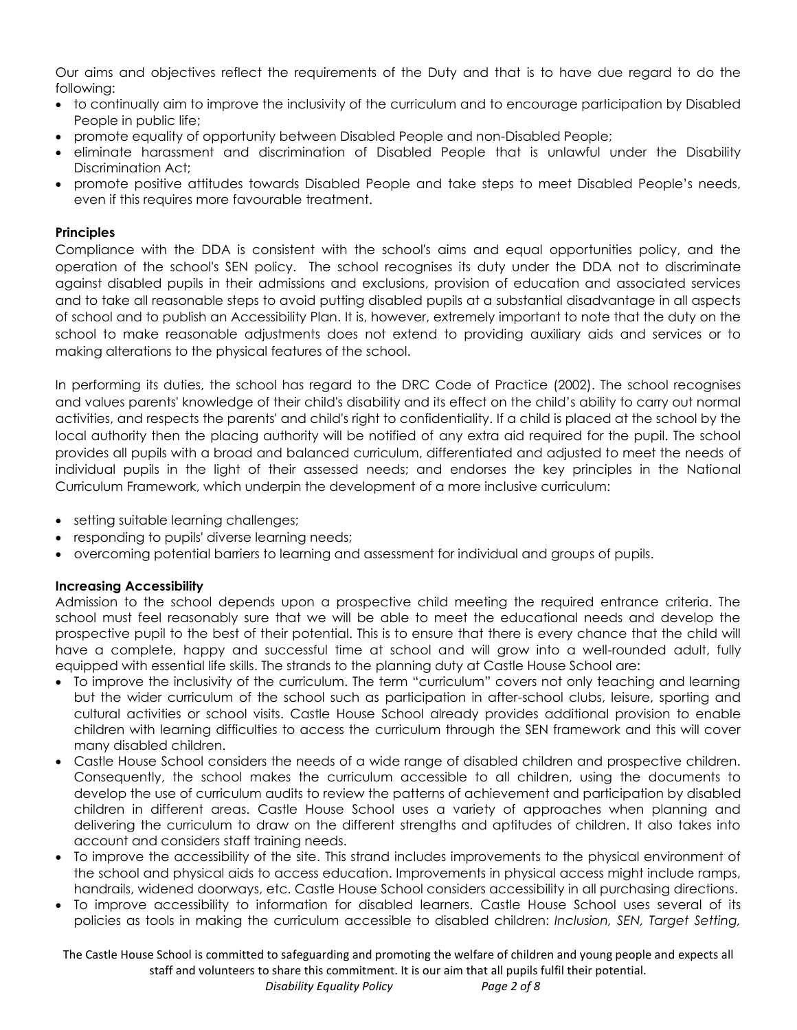Our aims and objectives reflect the requirements of the Duty and that is to have due regard to do the following:

- to continually aim to improve the inclusivity of the curriculum and to encourage participation by Disabled People in public life;
- promote equality of opportunity between Disabled People and non-Disabled People;
- eliminate harassment and discrimination of Disabled People that is unlawful under the Disability Discrimination Act;
- promote positive attitudes towards Disabled People and take steps to meet Disabled People's needs, even if this requires more favourable treatment.

**Principles**

Compliance with the DDA is consistent with the school's aims and equal opportunities policy, and the operation of the school's SEN policy. The school recognises its duty under the DDA not to discriminate against disabled pupils in their admissions and exclusions, provision of education and associated services and to take all reasonable steps to avoid putting disabled pupils at a substantial disadvantage in all aspects of school and to publish an Accessibility Plan. It is, however, extremely important to note that the duty on the school to make reasonable adjustments does not extend to providing auxiliary aids and services or to making alterations to the physical features of the school.

In performing its duties, the school has regard to the DRC Code of Practice (2002). The school recognises and values parents' knowledge of their child's disability and its effect on the child's ability to carry out normal activities, and respects the parents' and child's right to confidentiality. If a child is placed at the school by the local authority then the placing authority will be notified of any extra aid required for the pupil. The school provides all pupils with a broad and balanced curriculum, differentiated and adjusted to meet the needs of individual pupils in the light of their assessed needs; and endorses the key principles in the National Curriculum Framework, which underpin the development of a more inclusive curriculum:

- setting suitable learning challenges;
- responding to pupils' diverse learning needs;
- overcoming potential barriers to learning and assessment for individual and groups of pupils.

**Increasing Accessibility**

Admission to the school depends upon a prospective child meeting the required entrance criteria. The school must feel reasonably sure that we will be able to meet the educational needs and develop the prospective pupil to the best of their potential. This is to ensure that there is every chance that the child will have a complete, happy and successful time at school and will grow into a well-rounded adult, fully equipped with essential life skills. The strands to the planning duty at Castle House School are:

- To improve the inclusivity of the curriculum. The term "curriculum" covers not only teaching and learning but the wider curriculum of the school such as participation in after-school clubs, leisure, sporting and cultural activities or school visits. Castle House School already provides additional provision to enable children with learning difficulties to access the curriculum through the SEN framework and this will cover many disabled children.
- Castle House School considers the needs of a wide range of disabled children and prospective children. Consequently, the school makes the curriculum accessible to all children, using the documents to develop the use of curriculum audits to review the patterns of achievement and participation by disabled children in different areas. Castle House School uses a variety of approaches when planning and delivering the curriculum to draw on the different strengths and aptitudes of children. It also takes into account and considers staff training needs.
- To improve the accessibility of the site. This strand includes improvements to the physical environment of the school and physical aids to access education. Improvements in physical access might include ramps, handrails, widened doorways, etc. Castle House School considers accessibility in all purchasing directions.
- To improve accessibility to information for disabled learners. Castle House School uses several of its policies as tools in making the curriculum accessible to disabled children: *Inclusion, SEN, Target Setting,*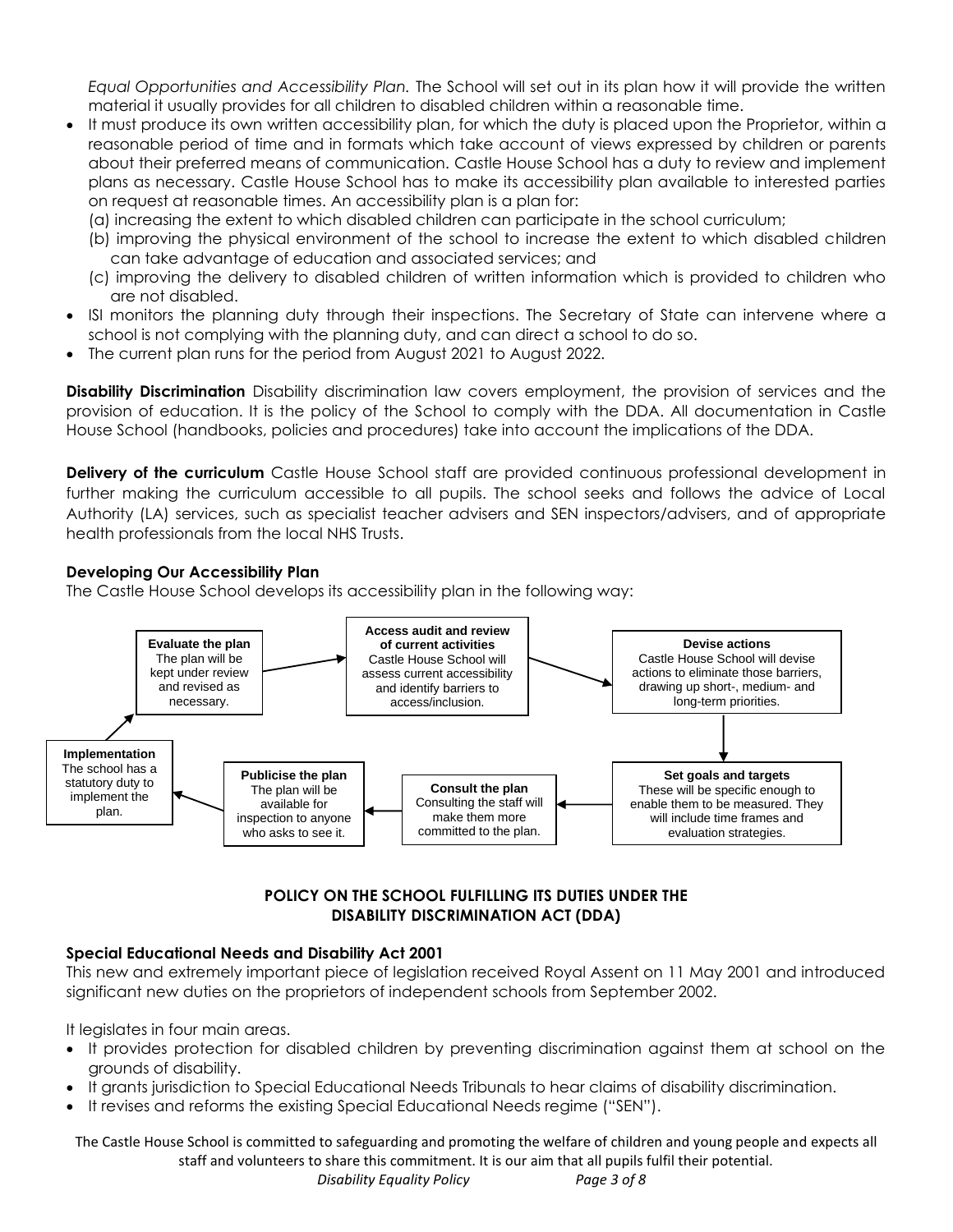*Equal Opportunities and Accessibility Plan.* The School will set out in its plan how it will provide the written material it usually provides for all children to disabled children within a reasonable time.

- It must produce its own written accessibility plan, for which the duty is placed upon the Proprietor, within a reasonable period of time and in formats which take account of views expressed by children or parents about their preferred means of communication. Castle House School has a duty to review and implement plans as necessary. Castle House School has to make its accessibility plan available to interested parties on request at reasonable times. An accessibility plan is a plan for:
  (a) increasing the extent to which disabled children can participate in the school curriculum;
  (b) improving the physical environment of the school to increase the extent to which disabled children can take advantage of education and associated services; and
  (c) improving the delivery to disabled children of written information which is provided to children who are not disabled.
- ISI monitors the planning duty through their inspections. The Secretary of State can intervene where a school is not complying with the planning duty, and can direct a school to do so.
- The current plan runs for the period from August 2021 to August 2022.

**Disability Discrimination** Disability discrimination law covers employment, the provision of services and the provision of education. It is the policy of the School to comply with the DDA. All documentation in Castle House School (handbooks, policies and procedures) take into account the implications of the DDA.

**Delivery of the curriculum** Castle House School staff are provided continuous professional development in further making the curriculum accessible to all pupils. The school seeks and follows the advice of Local Authority (LA) services, such as specialist teacher advisers and SEN inspectors/advisers, and of appropriate health professionals from the local NHS Trusts.

**Developing Our Accessibility Plan**

The Castle House School develops its accessibility plan in the following way:

**Evaluate the plan** The plan will be kept under review and revised as necessary.

**Access audit and review of current activities** Castle House School will assess current accessibility and identify barriers to access/inclusion.

**Devise actions** Castle House School will devise actions to eliminate those barriers, drawing up short-, medium- and long-term priorities.

**Set goals and targets** These will be specific enough to enable them to be measured. They will include time frames and evaluation strategies.

**Consult the plan** Consulting the staff will make them more committed to the plan.

**Publicise the plan** The plan will be available for inspection to anyone who asks to see it.

**Implementation** The school has a statutory duty to implement the plan.

## POLICY ON THE SCHOOL FULFILLING ITS DUTIES UNDER THE DISABILITY DISCRIMINATION ACT (DDA)

**Special Educational Needs and Disability Act 2001**

This new and extremely important piece of legislation received Royal Assent on 11 May 2001 and introduced significant new duties on the proprietors of independent schools from September 2002.

It legislates in four main areas.

- It provides protection for disabled children by preventing discrimination against them at school on the grounds of disability.
- It grants jurisdiction to Special Educational Needs Tribunals to hear claims of disability discrimination.
- It revises and reforms the existing Special Educational Needs regime ("SEN").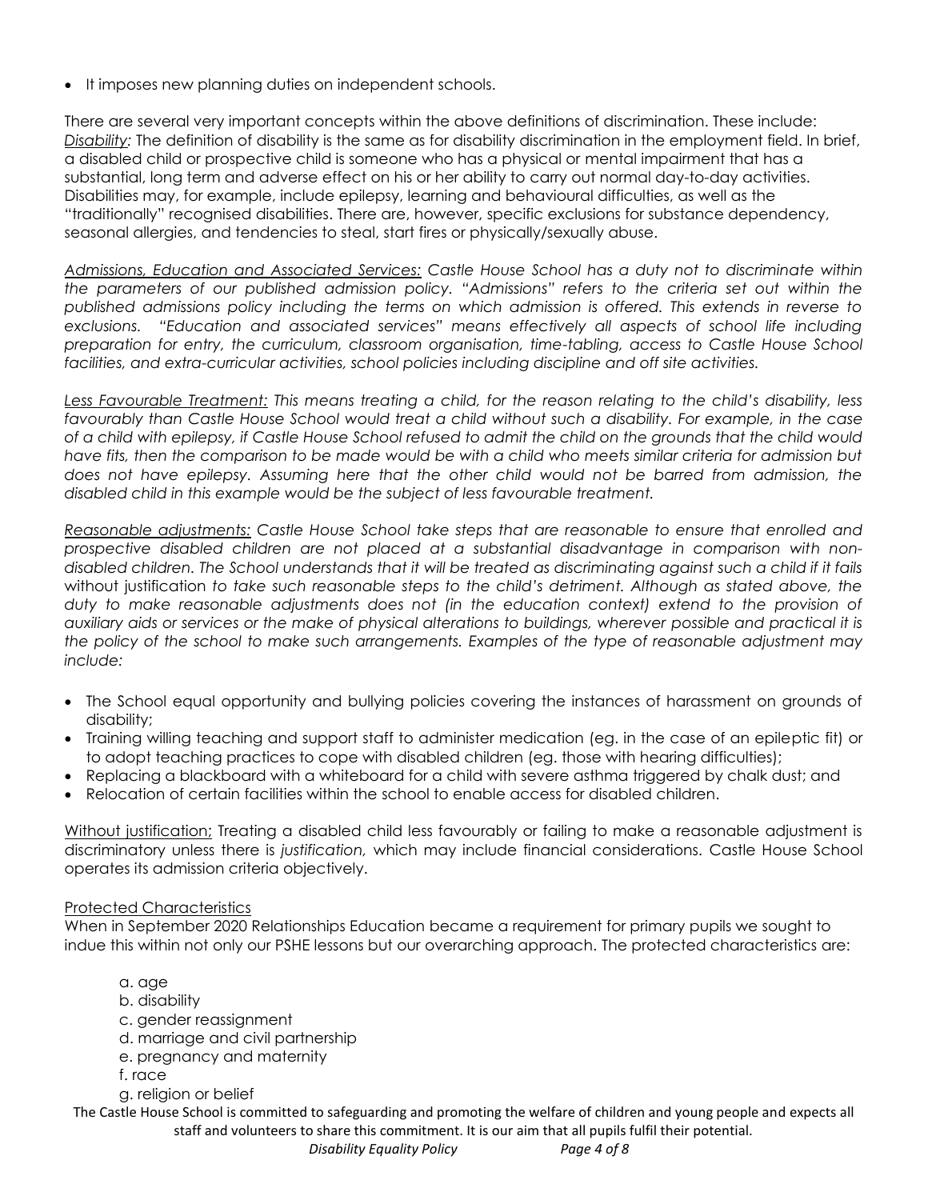- It imposes new planning duties on independent schools.

There are several very important concepts within the above definitions of discrimination. These include:
*Disability:* The definition of disability is the same as for disability discrimination in the employment field. In brief, a disabled child or prospective child is someone who has a physical or mental impairment that has a substantial, long term and adverse effect on his or her ability to carry out normal day-to-day activities. Disabilities may, for example, include epilepsy, learning and behavioural difficulties, as well as the "traditionally" recognised disabilities. There are, however, specific exclusions for substance dependency, seasonal allergies, and tendencies to steal, start fires or physically/sexually abuse.

*Admissions, Education and Associated Services: Castle House School has a duty not to discriminate within the parameters of our published admission policy. "Admissions" refers to the criteria set out within the published admissions policy including the terms on which admission is offered. This extends in reverse to exclusions. "Education and associated services" means effectively all aspects of school life including preparation for entry, the curriculum, classroom organisation, time-tabling, access to Castle House School facilities, and extra-curricular activities, school policies including discipline and off site activities.*

*Less Favourable Treatment: This means treating a child, for the reason relating to the child's disability, less favourably than Castle House School would treat a child without such a disability. For example, in the case of a child with epilepsy, if Castle House School refused to admit the child on the grounds that the child would have fits, then the comparison to be made would be with a child who meets similar criteria for admission but does not have epilepsy. Assuming here that the other child would not be barred from admission, the disabled child in this example would be the subject of less favourable treatment.*

*Reasonable adjustments: Castle House School take steps that are reasonable to ensure that enrolled and prospective disabled children are not placed at a substantial disadvantage in comparison with non-disabled children. The School understands that it will be treated as discriminating against such a child if it fails* without justification *to take such reasonable steps to the child's detriment. Although as stated above, the duty to make reasonable adjustments does not (in the education context) extend to the provision of auxiliary aids or services or the make of physical alterations to buildings, wherever possible and practical it is the policy of the school to make such arrangements. Examples of the type of reasonable adjustment may include:*

- The School equal opportunity and bullying policies covering the instances of harassment on grounds of disability;
- Training willing teaching and support staff to administer medication (eg. in the case of an epileptic fit) or to adopt teaching practices to cope with disabled children (eg. those with hearing difficulties);
- Replacing a blackboard with a whiteboard for a child with severe asthma triggered by chalk dust; and
- Relocation of certain facilities within the school to enable access for disabled children.

Without justification; Treating a disabled child less favourably or failing to make a reasonable adjustment is discriminatory unless there is *justification,* which may include financial considerations. Castle House School operates its admission criteria objectively.

Protected Characteristics

When in September 2020 Relationships Education became a requirement for primary pupils we sought to indue this within not only our PSHE lessons but our overarching approach. The protected characteristics are:

a. age
b. disability
c. gender reassignment
d. marriage and civil partnership
e. pregnancy and maternity
f. race
g. religion or belief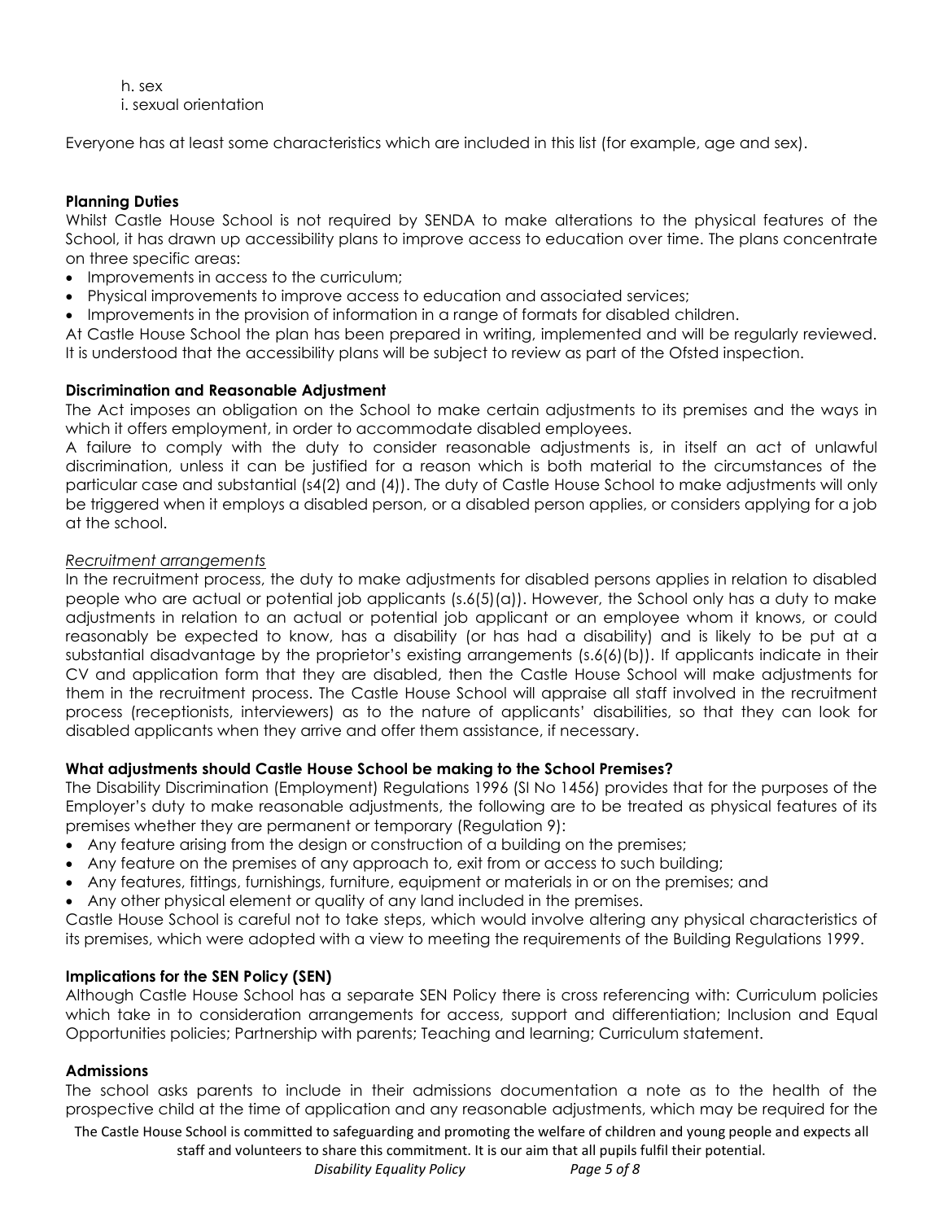h. sex
i. sexual orientation

Everyone has at least some characteristics which are included in this list (for example, age and sex).

**Planning Duties**

Whilst Castle House School is not required by SENDA to make alterations to the physical features of the School, it has drawn up accessibility plans to improve access to education over time. The plans concentrate on three specific areas:

- Improvements in access to the curriculum;
- Physical improvements to improve access to education and associated services;
- Improvements in the provision of information in a range of formats for disabled children.

At Castle House School the plan has been prepared in writing, implemented and will be regularly reviewed. It is understood that the accessibility plans will be subject to review as part of the Ofsted inspection.

**Discrimination and Reasonable Adjustment**

The Act imposes an obligation on the School to make certain adjustments to its premises and the ways in which it offers employment, in order to accommodate disabled employees.

A failure to comply with the duty to consider reasonable adjustments is, in itself an act of unlawful discrimination, unless it can be justified for a reason which is both material to the circumstances of the particular case and substantial (s4(2) and (4)). The duty of Castle House School to make adjustments will only be triggered when it employs a disabled person, or a disabled person applies, or considers applying for a job at the school.

*Recruitment arrangements*

In the recruitment process, the duty to make adjustments for disabled persons applies in relation to disabled people who are actual or potential job applicants (s.6(5)(a)). However, the School only has a duty to make adjustments in relation to an actual or potential job applicant or an employee whom it knows, or could reasonably be expected to know, has a disability (or has had a disability) and is likely to be put at a substantial disadvantage by the proprietor's existing arrangements (s.6(6)(b)). If applicants indicate in their CV and application form that they are disabled, then the Castle House School will make adjustments for them in the recruitment process. The Castle House School will appraise all staff involved in the recruitment process (receptionists, interviewers) as to the nature of applicants' disabilities, so that they can look for disabled applicants when they arrive and offer them assistance, if necessary.

**What adjustments should Castle House School be making to the School Premises?**

The Disability Discrimination (Employment) Regulations 1996 (SI No 1456) provides that for the purposes of the Employer's duty to make reasonable adjustments, the following are to be treated as physical features of its premises whether they are permanent or temporary (Regulation 9):

- Any feature arising from the design or construction of a building on the premises;
- Any feature on the premises of any approach to, exit from or access to such building;
- Any features, fittings, furnishings, furniture, equipment or materials in or on the premises; and
- Any other physical element or quality of any land included in the premises.

Castle House School is careful not to take steps, which would involve altering any physical characteristics of its premises, which were adopted with a view to meeting the requirements of the Building Regulations 1999.

**Implications for the SEN Policy (SEN)**

Although Castle House School has a separate SEN Policy there is cross referencing with: Curriculum policies which take in to consideration arrangements for access, support and differentiation; Inclusion and Equal Opportunities policies; Partnership with parents; Teaching and learning; Curriculum statement.

**Admissions**

The school asks parents to include in their admissions documentation a note as to the health of the prospective child at the time of application and any reasonable adjustments, which may be required for the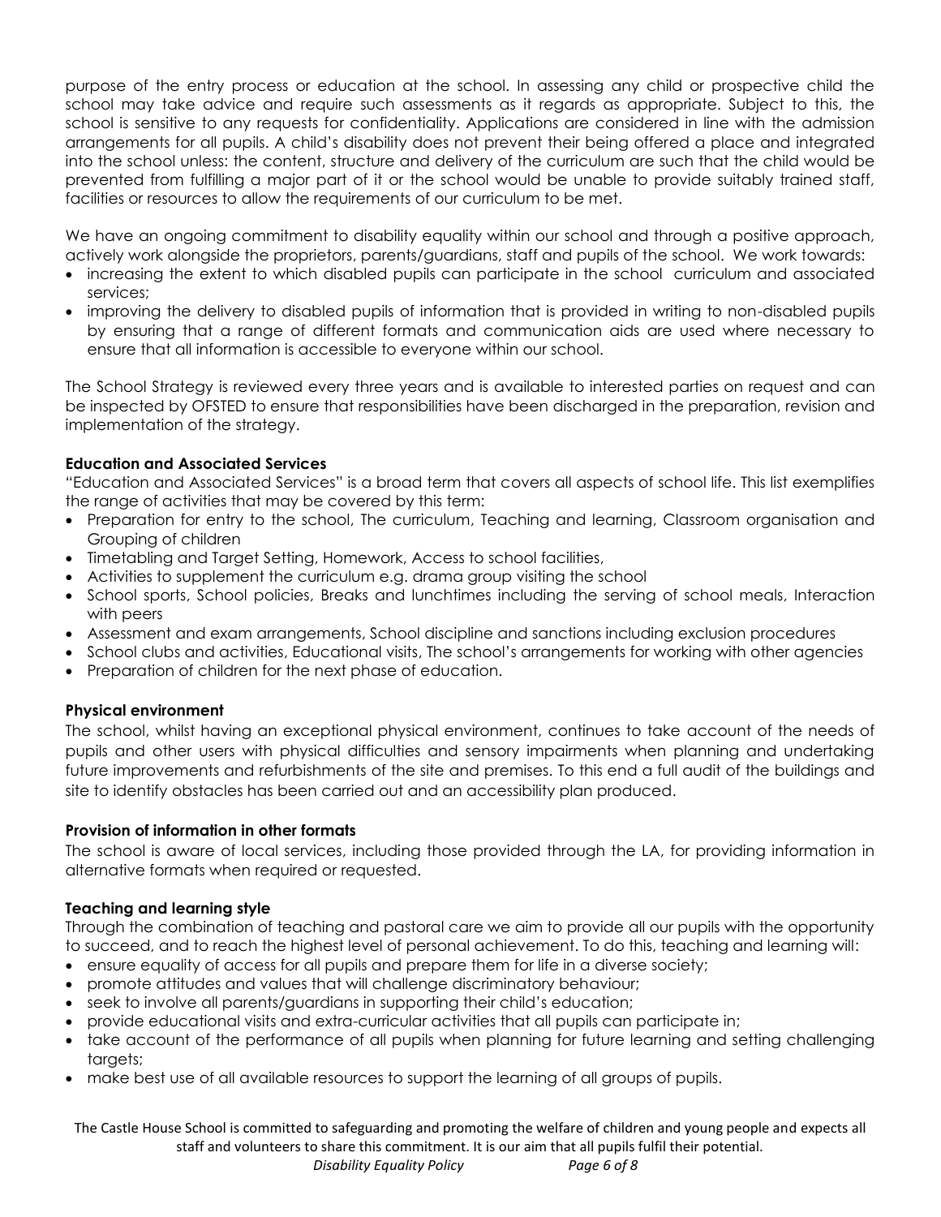purpose of the entry process or education at the school. In assessing any child or prospective child the school may take advice and require such assessments as it regards as appropriate. Subject to this, the school is sensitive to any requests for confidentiality. Applications are considered in line with the admission arrangements for all pupils. A child's disability does not prevent their being offered a place and integrated into the school unless: the content, structure and delivery of the curriculum are such that the child would be prevented from fulfilling a major part of it or the school would be unable to provide suitably trained staff, facilities or resources to allow the requirements of our curriculum to be met.

We have an ongoing commitment to disability equality within our school and through a positive approach, actively work alongside the proprietors, parents/guardians, staff and pupils of the school. We work towards:

- increasing the extent to which disabled pupils can participate in the school curriculum and associated services;
- improving the delivery to disabled pupils of information that is provided in writing to non-disabled pupils by ensuring that a range of different formats and communication aids are used where necessary to ensure that all information is accessible to everyone within our school.

The School Strategy is reviewed every three years and is available to interested parties on request and can be inspected by OFSTED to ensure that responsibilities have been discharged in the preparation, revision and implementation of the strategy.

**Education and Associated Services**

"Education and Associated Services" is a broad term that covers all aspects of school life. This list exemplifies the range of activities that may be covered by this term:

- Preparation for entry to the school, The curriculum, Teaching and learning, Classroom organisation and Grouping of children
- Timetabling and Target Setting, Homework, Access to school facilities,
- Activities to supplement the curriculum e.g. drama group visiting the school
- School sports, School policies, Breaks and lunchtimes including the serving of school meals, Interaction with peers
- Assessment and exam arrangements, School discipline and sanctions including exclusion procedures
- School clubs and activities, Educational visits, The school's arrangements for working with other agencies
- Preparation of children for the next phase of education.

**Physical environment**

The school, whilst having an exceptional physical environment, continues to take account of the needs of pupils and other users with physical difficulties and sensory impairments when planning and undertaking future improvements and refurbishments of the site and premises. To this end a full audit of the buildings and site to identify obstacles has been carried out and an accessibility plan produced.

**Provision of information in other formats**

The school is aware of local services, including those provided through the LA, for providing information in alternative formats when required or requested.

**Teaching and learning style**

Through the combination of teaching and pastoral care we aim to provide all our pupils with the opportunity to succeed, and to reach the highest level of personal achievement. To do this, teaching and learning will:

- ensure equality of access for all pupils and prepare them for life in a diverse society;
- promote attitudes and values that will challenge discriminatory behaviour;
- seek to involve all parents/guardians in supporting their child's education;
- provide educational visits and extra-curricular activities that all pupils can participate in;
- take account of the performance of all pupils when planning for future learning and setting challenging targets;
- make best use of all available resources to support the learning of all groups of pupils.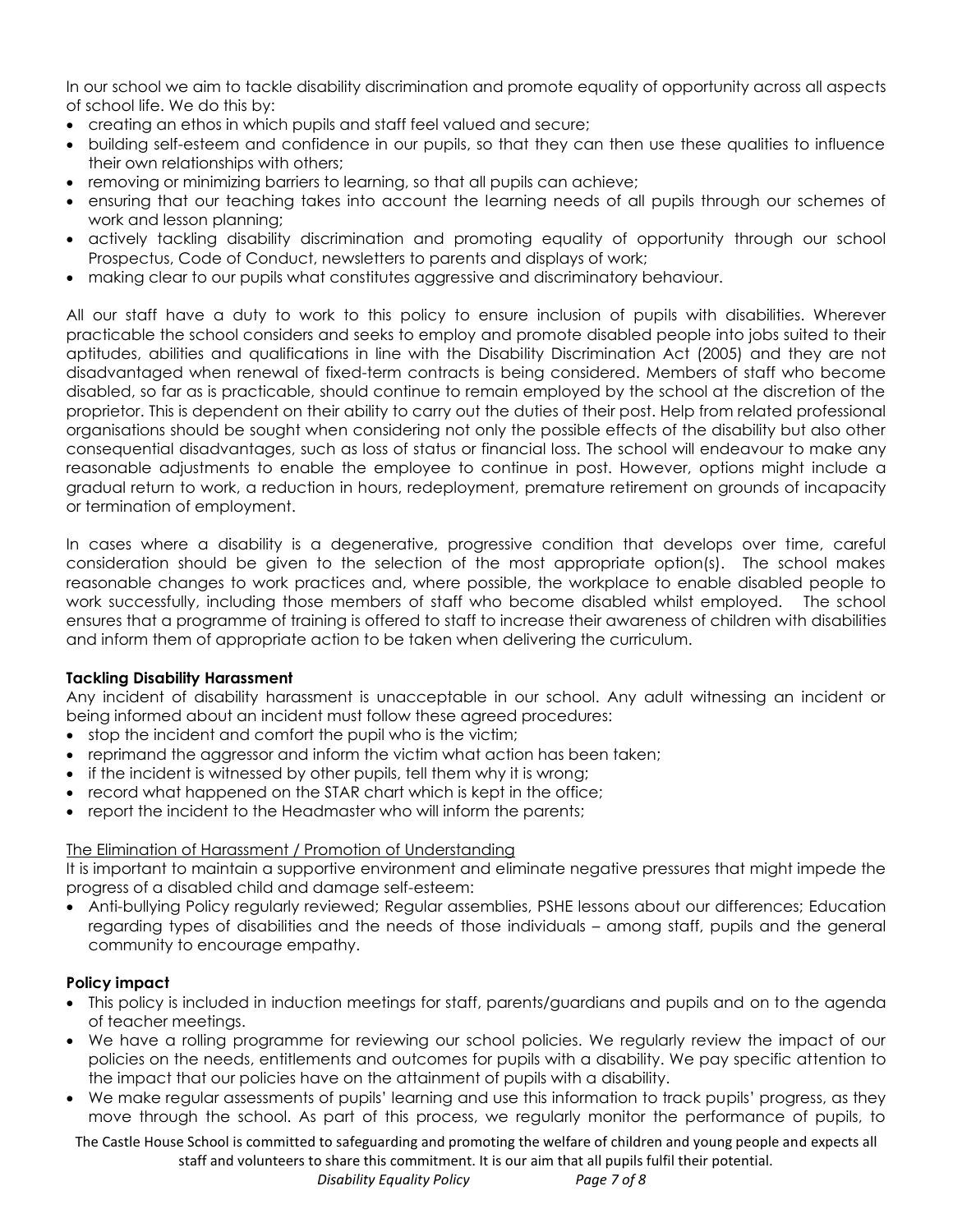In our school we aim to tackle disability discrimination and promote equality of opportunity across all aspects of school life. We do this by:

- creating an ethos in which pupils and staff feel valued and secure;
- building self-esteem and confidence in our pupils, so that they can then use these qualities to influence their own relationships with others;
- removing or minimizing barriers to learning, so that all pupils can achieve;
- ensuring that our teaching takes into account the learning needs of all pupils through our schemes of work and lesson planning;
- actively tackling disability discrimination and promoting equality of opportunity through our school Prospectus, Code of Conduct, newsletters to parents and displays of work;
- making clear to our pupils what constitutes aggressive and discriminatory behaviour.

All our staff have a duty to work to this policy to ensure inclusion of pupils with disabilities. Wherever practicable the school considers and seeks to employ and promote disabled people into jobs suited to their aptitudes, abilities and qualifications in line with the Disability Discrimination Act (2005) and they are not disadvantaged when renewal of fixed-term contracts is being considered. Members of staff who become disabled, so far as is practicable, should continue to remain employed by the school at the discretion of the proprietor. This is dependent on their ability to carry out the duties of their post. Help from related professional organisations should be sought when considering not only the possible effects of the disability but also other consequential disadvantages, such as loss of status or financial loss. The school will endeavour to make any reasonable adjustments to enable the employee to continue in post. However, options might include a gradual return to work, a reduction in hours, redeployment, premature retirement on grounds of incapacity or termination of employment.

In cases where a disability is a degenerative, progressive condition that develops over time, careful consideration should be given to the selection of the most appropriate option(s). The school makes reasonable changes to work practices and, where possible, the workplace to enable disabled people to work successfully, including those members of staff who become disabled whilst employed. The school ensures that a programme of training is offered to staff to increase their awareness of children with disabilities and inform them of appropriate action to be taken when delivering the curriculum.

**Tackling Disability Harassment**

Any incident of disability harassment is unacceptable in our school. Any adult witnessing an incident or being informed about an incident must follow these agreed procedures:

- stop the incident and comfort the pupil who is the victim;
- reprimand the aggressor and inform the victim what action has been taken;
- if the incident is witnessed by other pupils, tell them why it is wrong;
- record what happened on the STAR chart which is kept in the office;
- report the incident to the Headmaster who will inform the parents;

<u>The Elimination of Harassment / Promotion of Understanding</u>

It is important to maintain a supportive environment and eliminate negative pressures that might impede the progress of a disabled child and damage self-esteem:

- Anti-bullying Policy regularly reviewed; Regular assemblies, PSHE lessons about our differences; Education regarding types of disabilities and the needs of those individuals – among staff, pupils and the general community to encourage empathy.

**Policy impact**

- This policy is included in induction meetings for staff, parents/guardians and pupils and on to the agenda of teacher meetings.
- We have a rolling programme for reviewing our school policies. We regularly review the impact of our policies on the needs, entitlements and outcomes for pupils with a disability. We pay specific attention to the impact that our policies have on the attainment of pupils with a disability.
- We make regular assessments of pupils' learning and use this information to track pupils' progress, as they move through the school. As part of this process, we regularly monitor the performance of pupils, to

The Castle House School is committed to safeguarding and promoting the welfare of children and young people and expects all staff and volunteers to share this commitment. It is our aim that all pupils fulfil their potential.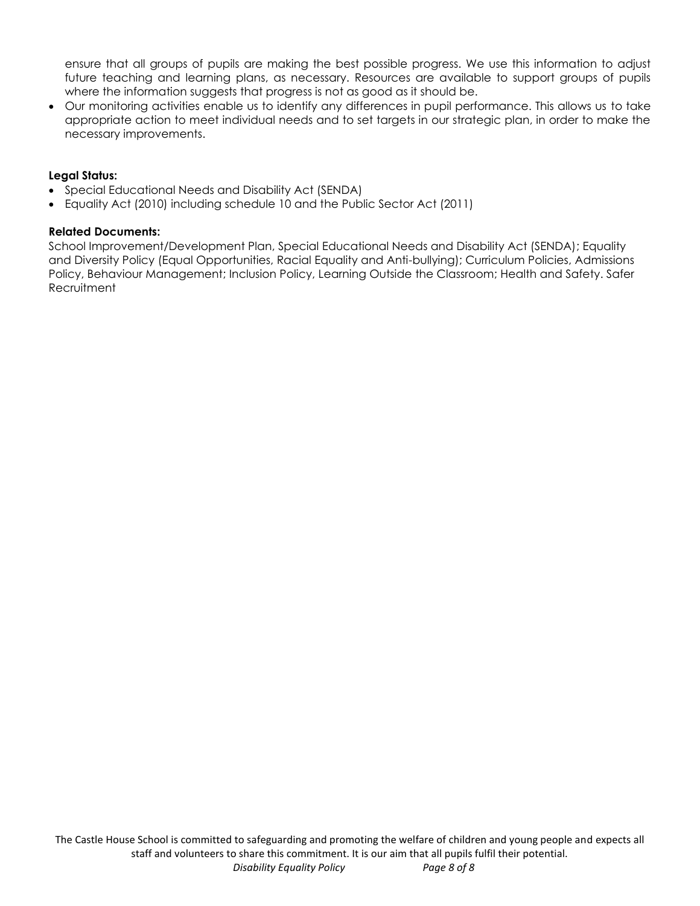ensure that all groups of pupils are making the best possible progress. We use this information to adjust future teaching and learning plans, as necessary. Resources are available to support groups of pupils where the information suggests that progress is not as good as it should be.

- Our monitoring activities enable us to identify any differences in pupil performance. This allows us to take appropriate action to meet individual needs and to set targets in our strategic plan, in order to make the necessary improvements.

**Legal Status:**

- Special Educational Needs and Disability Act (SENDA)
- Equality Act (2010) including schedule 10 and the Public Sector Act (2011)

**Related Documents:**

School Improvement/Development Plan, Special Educational Needs and Disability Act (SENDA); Equality and Diversity Policy (Equal Opportunities, Racial Equality and Anti-bullying); Curriculum Policies, Admissions Policy, Behaviour Management; Inclusion Policy, Learning Outside the Classroom; Health and Safety. Safer Recruitment